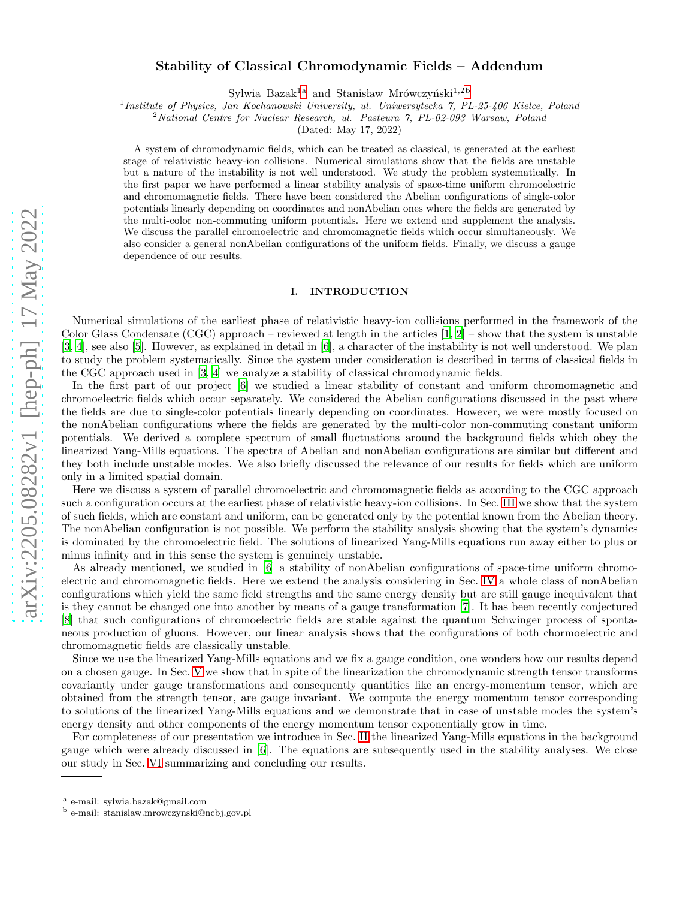# Stability of Classical Chromodynamic Fields – Addendum

Sylwia Bazak[1a] and Stanisław Mrówczyński[1,2b]

[1] *Institute of Physics, Jan Kochanowski University, ul. Uniwersytecka 7, PL-25-406 Kielce, Poland*
[2] *National Centre for Nuclear Research, ul. Pasteura 7, PL-02-093 Warsaw, Poland*

(Dated: May 17, 2022)

A system of chromodynamic fields, which can be treated as classical, is generated at the earliest stage of relativistic heavy-ion collisions. Numerical simulations show that the fields are unstable but a nature of the instability is not well understood. We study the problem systematically. In the first paper we have performed a linear stability analysis of space-time uniform chromoelectric and chromomagnetic fields. There have been considered the Abelian configurations of single-color potentials linearly depending on coordinates and nonAbelian ones where the fields are generated by the multi-color non-commuting uniform potentials. Here we extend and supplement the analysis. We discuss the parallel chromoelectric and chromomagnetic fields which occur simultaneously. We also consider a general nonAbelian configurations of the uniform fields. Finally, we discuss a gauge dependence of our results.

## I. INTRODUCTION

Numerical simulations of the earliest phase of relativistic heavy-ion collisions performed in the framework of the Color Glass Condensate (CGC) approach – reviewed at length in the articles [1, 2] – show that the system is unstable [3, 4], see also [5]. However, as explained in detail in [6], a character of the instability is not well understood. We plan to study the problem systematically. Since the system under consideration is described in terms of classical fields in the CGC approach used in [3, 4] we analyze a stability of classical chromodynamic fields.

In the first part of our project [6] we studied a linear stability of constant and uniform chromomagnetic and chromoelectric fields which occur separately. We considered the Abelian configurations discussed in the past where the fields are due to single-color potentials linearly depending on coordinates. However, we were mostly focused on the nonAbelian configurations where the fields are generated by the multi-color non-commuting constant uniform potentials. We derived a complete spectrum of small fluctuations around the background fields which obey the linearized Yang-Mills equations. The spectra of Abelian and nonAbelian configurations are similar but different and they both include unstable modes. We also briefly discussed the relevance of our results for fields which are uniform only in a limited spatial domain.

Here we discuss a system of parallel chromoelectric and chromomagnetic fields as according to the CGC approach such a configuration occurs at the earliest phase of relativistic heavy-ion collisions. In Sec. III we show that the system of such fields, which are constant and uniform, can be generated only by the potential known from the Abelian theory. The nonAbelian configuration is not possible. We perform the stability analysis showing that the system's dynamics is dominated by the chromoelectric field. The solutions of linearized Yang-Mills equations run away either to plus or minus infinity and in this sense the system is genuinely unstable.

As already mentioned, we studied in [6] a stability of nonAbelian configurations of space-time uniform chromoelectric and chromomagnetic fields. Here we extend the analysis considering in Sec. IV a whole class of nonAbelian configurations which yield the same field strengths and the same energy density but are still gauge inequivalent that is they cannot be changed one into another by means of a gauge transformation [7]. It has been recently conjectured [8] that such configurations of chromoelectric fields are stable against the quantum Schwinger process of spontaneous production of gluons. However, our linear analysis shows that the configurations of both chormoelectric and chromomagnetic fields are classically unstable.

Since we use the linearized Yang-Mills equations and we fix a gauge condition, one wonders how our results depend on a chosen gauge. In Sec. V we show that in spite of the linearization the chromodynamic strength tensor transforms covariantly under gauge transformations and consequently quantities like an energy-momentum tensor, which are obtained from the strength tensor, are gauge invariant. We compute the energy momentum tensor corresponding to solutions of the linearized Yang-Mills equations and we demonstrate that in case of unstable modes the system's energy density and other components of the energy momentum tensor exponentially grow in time.

For completeness of our presentation we introduce in Sec. II the linearized Yang-Mills equations in the background gauge which were already discussed in [6]. The equations are subsequently used in the stability analyses. We close our study in Sec. VI summarizing and concluding our results.

---

[a] e-mail: sylwia.bazak@gmail.com
[b] e-mail: stanislaw.mrowczynski@ncbj.gov.pl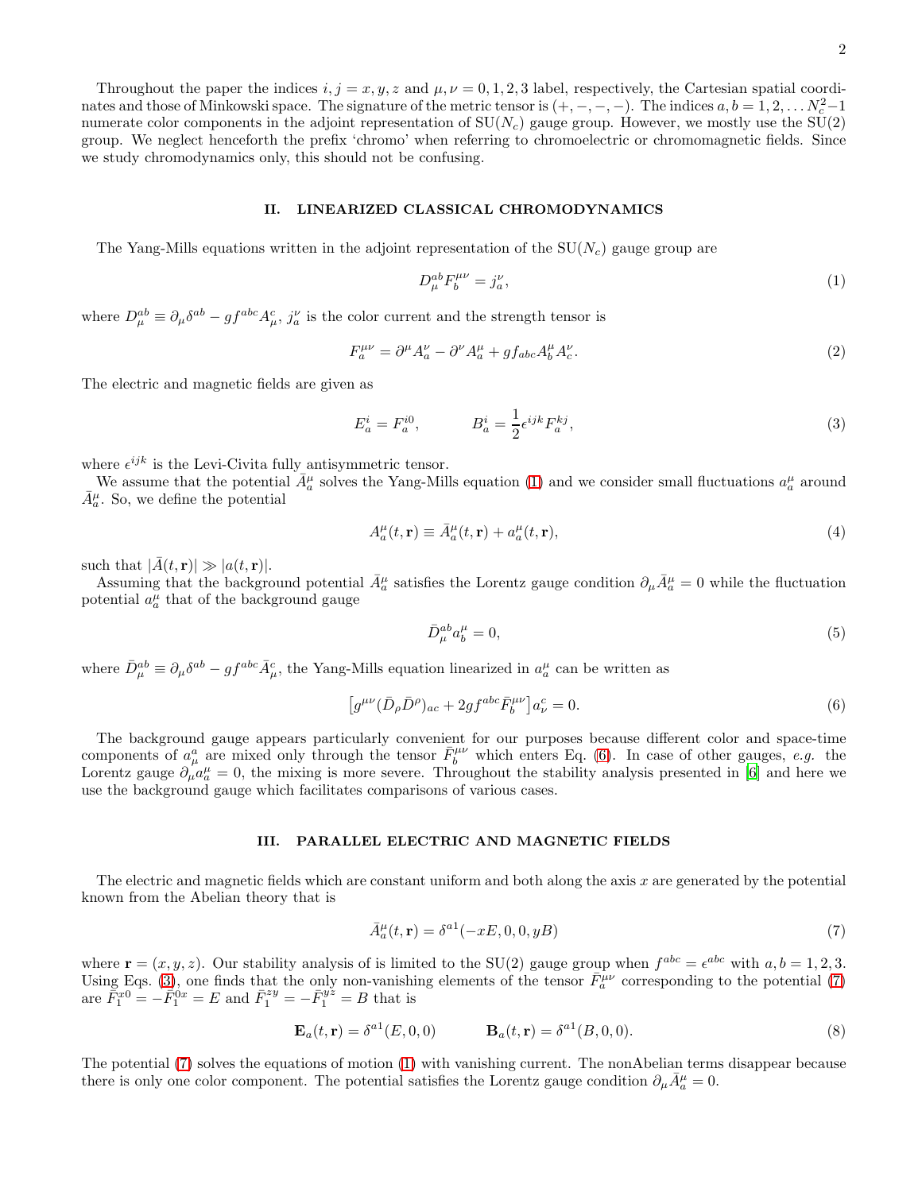Throughout the paper the indices $i, j = x, y, z$ and $\mu, \nu = 0, 1, 2, 3$ label, respectively, the Cartesian spatial coordinates and those of Minkowski space. The signature of the metric tensor is $(+, -, -, -)$. The indices $a, b = 1, 2, \dots N_c^2-1$ numerate color components in the adjoint representation of SU($N_c$) gauge group. However, we mostly use the SU(2) group. We neglect henceforth the prefix 'chromo' when referring to chromoelectric or chromomagnetic fields. Since we study chromodynamics only, this should not be confusing.

## II. LINEARIZED CLASSICAL CHROMODYNAMICS

The Yang-Mills equations written in the adjoint representation of the SU($N_c$) gauge group are

$$D_\mu^{ab} F_b^{\mu\nu} = j_a^\nu, \tag{1}$$

where $D_\mu^{ab} \equiv \partial_\mu \delta^{ab} - g f^{abc} A_\mu^c$, $j_a^\nu$ is the color current and the strength tensor is

$$F_a^{\mu\nu} = \partial^\mu A_a^\nu - \partial^\nu A_a^\mu + g f_{abc} A_b^\mu A_c^\nu. \tag{2}$$

The electric and magnetic fields are given as

$$E_a^i = F_a^{i0}, \qquad\qquad B_a^i = \frac{1}{2}\epsilon^{ijk} F_a^{kj}, \tag{3}$$

where $\epsilon^{ijk}$ is the Levi-Civita fully antisymmetric tensor.

We assume that the potential $\bar{A}_a^\mu$ solves the Yang-Mills equation (1) and we consider small fluctuations $a_a^\mu$ around $\bar{A}_a^\mu$. So, we define the potential

$$A_a^\mu(t, \mathbf{r}) \equiv \bar{A}_a^\mu(t, \mathbf{r}) + a_a^\mu(t, \mathbf{r}), \tag{4}$$

such that $|\bar{A}(t, \mathbf{r})| \gg |a(t, \mathbf{r})|$.

Assuming that the background potential $\bar{A}_a^\mu$ satisfies the Lorentz gauge condition $\partial_\mu \bar{A}_a^\mu = 0$ while the fluctuation potential $a_a^\mu$ that of the background gauge

$$\bar{D}_\mu^{ab} a_b^\mu = 0, \tag{5}$$

where $\bar{D}_\mu^{ab} \equiv \partial_\mu \delta^{ab} - g f^{abc} \bar{A}_\mu^c$, the Yang-Mills equation linearized in $a_a^\mu$ can be written as

$$\left[g^{\mu\nu} (\bar{D}_\rho \bar{D}^\rho)_{ac} + 2g f^{abc} \bar{F}_b^{\mu\nu}\right] a_\nu^c = 0. \tag{6}$$

The background gauge appears particularly convenient for our purposes because different color and space-time components of $a_\mu^a$ are mixed only through the tensor $\bar{F}_b^{\mu\nu}$ which enters Eq. (6). In case of other gauges, *e.g.* the Lorentz gauge $\partial_\mu a_a^\mu = 0$, the mixing is more severe. Throughout the stability analysis presented in [6] and here we use the background gauge which facilitates comparisons of various cases.

## III. PARALLEL ELECTRIC AND MAGNETIC FIELDS

The electric and magnetic fields which are constant uniform and both along the axis $x$ are generated by the potential known from the Abelian theory that is

$$\bar{A}_a^\mu(t, \mathbf{r}) = \delta^{a1}(-xE, 0, 0, yB) \tag{7}$$

where $\mathbf{r} = (x, y, z)$. Our stability analysis of is limited to the SU(2) gauge group when $f^{abc} = \epsilon^{abc}$ with $a, b = 1, 2, 3$. Using Eqs. (3), one finds that the only non-vanishing elements of the tensor $\bar{F}_a^{\mu\nu}$ corresponding to the potential (7) are $\bar{F}_1^{x0} = -\bar{F}_1^{0x} = E$ and $\bar{F}_1^{zy} = -\bar{F}_1^{yz} = B$ that is

$$\mathbf{E}_a(t, \mathbf{r}) = \delta^{a1}(E, 0, 0) \qquad\qquad \mathbf{B}_a(t, \mathbf{r}) = \delta^{a1}(B, 0, 0). \tag{8}$$

The potential (7) solves the equations of motion (1) with vanishing current. The nonAbelian terms disappear because there is only one color component. The potential satisfies the Lorentz gauge condition $\partial_\mu \bar{A}_a^\mu = 0$.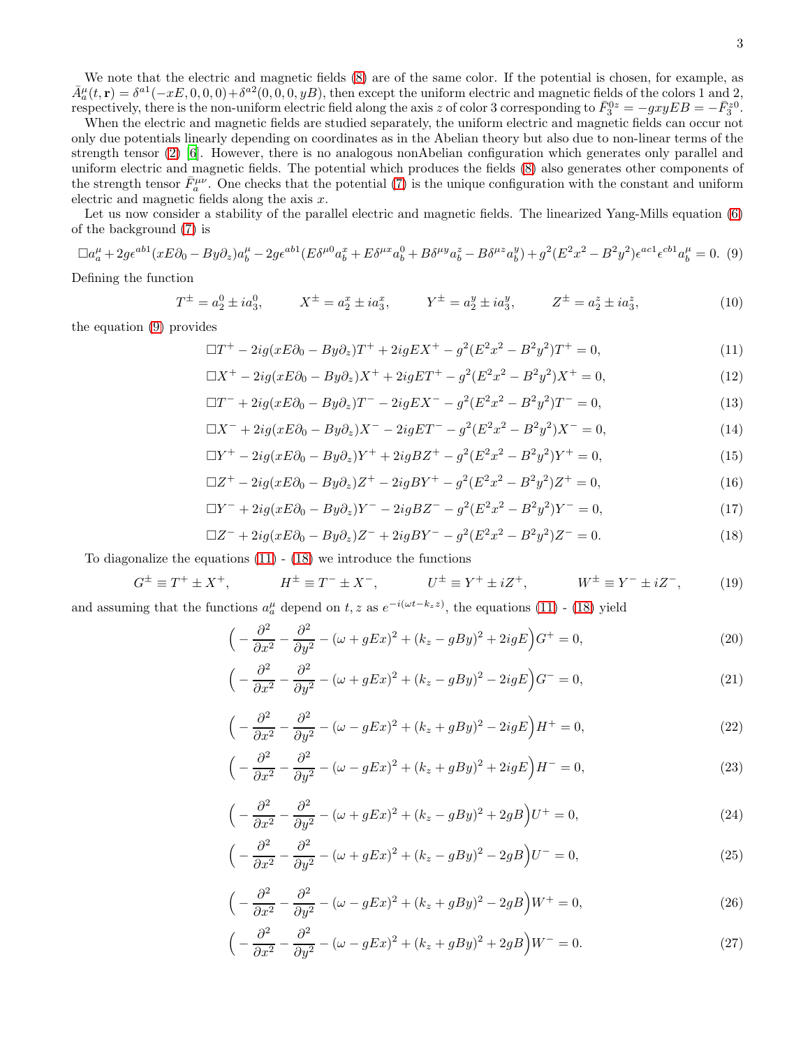We note that the electric and magnetic fields (8) are of the same color. If the potential is chosen, for example, as $\bar{A}^\mu_a(t,\mathbf{r}) = \delta^{a1}(-xE,0,0,0) + \delta^{a2}(0,0,0,yB)$, then except the uniform electric and magnetic fields of the colors 1 and 2, respectively, there is the non-uniform electric field along the axis $z$ of color 3 corresponding to $\bar{F}^{0z}_3 = -gxyEB = -\bar{F}^{z0}_3$.

When the electric and magnetic fields are studied separately, the uniform electric and magnetic fields can occur not only due potentials linearly depending on coordinates as in the Abelian theory but also due to non-linear terms of the strength tensor (2) [6]. However, there is no analogous nonAbelian configuration which generates only parallel and uniform electric and magnetic fields. The potential which produces the fields (8) also generates other components of the strength tensor $\bar{F}^{\mu\nu}_a$. One checks that the potential (7) is the unique configuration with the constant and uniform electric and magnetic fields along the axis $x$.

Let us now consider a stability of the parallel electric and magnetic fields. The linearized Yang-Mills equation (6) of the background (7) is

$$\Box a^\mu_a + 2g\epsilon^{ab1}(xE\partial_0 - By\partial_z)a^\mu_b - 2g\epsilon^{ab1}(E\delta^{\mu 0}a^x_b + E\delta^{\mu x}a^0_b + B\delta^{\mu y}a^z_b - B\delta^{\mu z}a^y_b) + g^2(E^2x^2 - B^2y^2)\epsilon^{ac1}\epsilon^{cb1}a^\mu_b = 0. \quad (9)$$

Defining the function

$$T^\pm = a^0_2 \pm ia^0_3, \qquad X^\pm = a^x_2 \pm ia^x_3, \qquad Y^\pm = a^y_2 \pm ia^y_3, \qquad Z^\pm = a^z_2 \pm ia^z_3, \quad (10)$$

the equation (9) provides

$$\Box T^+ - 2ig(xE\partial_0 - By\partial_z)T^+ + 2igEX^+ - g^2(E^2x^2 - B^2y^2)T^+ = 0, \quad (11)$$

$$\Box X^+ - 2ig(xE\partial_0 - By\partial_z)X^+ + 2igET^+ - g^2(E^2x^2 - B^2y^2)X^+ = 0, \quad (12)$$

$$\Box T^- + 2ig(xE\partial_0 - By\partial_z)T^- - 2igEX^- - g^2(E^2x^2 - B^2y^2)T^- = 0, \quad (13)$$

$$\Box X^- + 2ig(xE\partial_0 - By\partial_z)X^- - 2igET^- - g^2(E^2x^2 - B^2y^2)X^- = 0, \quad (14)$$

$$\Box Y^+ - 2ig(xE\partial_0 - By\partial_z)Y^+ + 2igBZ^+ - g^2(E^2x^2 - B^2y^2)Y^+ = 0, \quad (15)$$

$$\Box Z^+ - 2ig(xE\partial_0 - By\partial_z)Z^+ - 2igBY^+ - g^2(E^2x^2 - B^2y^2)Z^+ = 0, \quad (16)$$

$$\Box Y^- + 2ig(xE\partial_0 - By\partial_z)Y^- - 2igBZ^- - g^2(E^2x^2 - B^2y^2)Y^- = 0, \quad (17)$$

$$\Box Z^- + 2ig(xE\partial_0 - By\partial_z)Z^- + 2igBY^- - g^2(E^2x^2 - B^2y^2)Z^- = 0. \quad (18)$$

To diagonalize the equations (11) - (18) we introduce the functions

$$G^\pm \equiv T^+ \pm X^+, \qquad H^\pm \equiv T^- \pm X^-, \qquad U^\pm \equiv Y^+ \pm iZ^+, \qquad W^\pm \equiv Y^- \pm iZ^-, \quad (19)$$

and assuming that the functions $a^\mu_a$ depend on $t,z$ as $e^{-i(\omega t - k_z z)}$, the equations (11) - (18) yield

$$\Big( -\frac{\partial^2}{\partial x^2} - \frac{\partial^2}{\partial y^2} - (\omega + gEx)^2 + (k_z - gBy)^2 + 2igE \Big) G^+ = 0, \quad (20)$$

$$\Big( -\frac{\partial^2}{\partial x^2} - \frac{\partial^2}{\partial y^2} - (\omega + gEx)^2 + (k_z - gBy)^2 - 2igE \Big) G^- = 0, \quad (21)$$

$$\Big( -\frac{\partial^2}{\partial x^2} - \frac{\partial^2}{\partial y^2} - (\omega - gEx)^2 + (k_z + gBy)^2 - 2igE \Big) H^+ = 0, \quad (22)$$

$$\Big( -\frac{\partial^2}{\partial x^2} - \frac{\partial^2}{\partial y^2} - (\omega - gEx)^2 + (k_z + gBy)^2 + 2igE \Big) H^- = 0, \quad (23)$$

$$\Big( -\frac{\partial^2}{\partial x^2} - \frac{\partial^2}{\partial y^2} - (\omega + gEx)^2 + (k_z - gBy)^2 + 2gB \Big) U^+ = 0, \quad (24)$$

$$\Big( -\frac{\partial^2}{\partial x^2} - \frac{\partial^2}{\partial y^2} - (\omega + gEx)^2 + (k_z - gBy)^2 - 2gB \Big) U^- = 0, \quad (25)$$

$$\Big( -\frac{\partial^2}{\partial x^2} - \frac{\partial^2}{\partial y^2} - (\omega - gEx)^2 + (k_z + gBy)^2 - 2gB \Big) W^+ = 0, \quad (26)$$

$$\Big( -\frac{\partial^2}{\partial x^2} - \frac{\partial^2}{\partial y^2} - (\omega - gEx)^2 + (k_z + gBy)^2 + 2gB \Big) W^- = 0. \quad (27)$$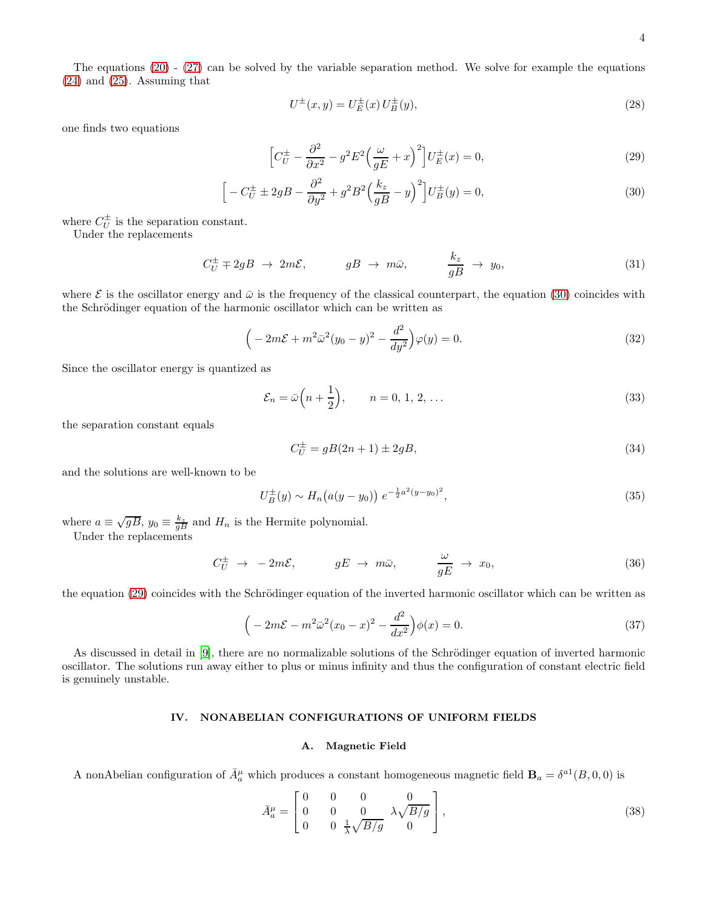The equations (20) - (27) can be solved by the variable separation method. We solve for example the equations (24) and (25). Assuming that

$$U^{\pm}(x,y) = U_E^{\pm}(x)\, U_B^{\pm}(y), \tag{28}$$

one finds two equations

$$\Big[C_U^{\pm} - \frac{\partial^2}{\partial x^2} - g^2 E^2 \Big(\frac{\omega}{gE} + x\Big)^2\Big] U_E^{\pm}(x) = 0, \tag{29}$$

$$\Big[-C_U^{\pm} \pm 2gB - \frac{\partial^2}{\partial y^2} + g^2 B^2 \Big(\frac{k_z}{gB} - y\Big)^2\Big] U_B^{\pm}(y) = 0, \tag{30}$$

where $C_U^{\pm}$ is the separation constant.

Under the replacements

$$C_U^{\pm} \mp 2gB \;\to\; 2m\mathcal{E}, \qquad gB \;\to\; m\bar{\omega}, \qquad \frac{k_z}{gB} \;\to\; y_0, \tag{31}$$

where $\mathcal{E}$ is the oscillator energy and $\bar{\omega}$ is the frequency of the classical counterpart, the equation (30) coincides with the Schrödinger equation of the harmonic oscillator which can be written as

$$\Big(-2m\mathcal{E} + m^2\bar{\omega}^2 (y_0 - y)^2 - \frac{d^2}{dy^2}\Big)\varphi(y) = 0. \tag{32}$$

Since the oscillator energy is quantized as

$$\mathcal{E}_n = \bar{\omega}\Big(n + \frac{1}{2}\Big), \qquad n = 0,\, 1,\, 2,\, \ldots \tag{33}$$

the separation constant equals

$$C_U^{\pm} = gB(2n+1) \pm 2gB, \tag{34}$$

and the solutions are well-known to be

$$U_B^{\pm}(y) \sim H_n\big(a(y-y_0)\big)\; e^{-\frac{1}{2}a^2(y-y_0)^2}, \tag{35}$$

where $a \equiv \sqrt{gB}$, $y_0 \equiv \frac{k_z}{gB}$ and $H_n$ is the Hermite polynomial.

Under the replacements

$$C_U^{\pm} \;\to\; -2m\mathcal{E}, \qquad gE \;\to\; m\bar{\omega}, \qquad \frac{\omega}{gE} \;\to\; x_0, \tag{36}$$

the equation (29) coincides with the Schrödinger equation of the inverted harmonic oscillator which can be written as

$$\Big(-2m\mathcal{E} - m^2\bar{\omega}^2 (x_0 - x)^2 - \frac{d^2}{dx^2}\Big)\phi(x) = 0. \tag{37}$$

As discussed in detail in [9], there are no normalizable solutions of the Schrödinger equation of inverted harmonic oscillator. The solutions run away either to plus or minus infinity and thus the configuration of constant electric field is genuinely unstable.

## IV. NONABELIAN CONFIGURATIONS OF UNIFORM FIELDS

### A. Magnetic Field

A nonAbelian configuration of $\bar{A}_a^{\mu}$ which produces a constant homogeneous magnetic field $\mathbf{B}_a = \delta^{a1}(B,0,0)$ is

$$\bar{A}_a^{\mu} = \begin{bmatrix} 0 & 0 & 0 & 0 \\ 0 & 0 & 0 & \lambda\sqrt{B/g} \\ 0 & 0 & \frac{1}{\lambda}\sqrt{B/g} & 0 \end{bmatrix}, \tag{38}$$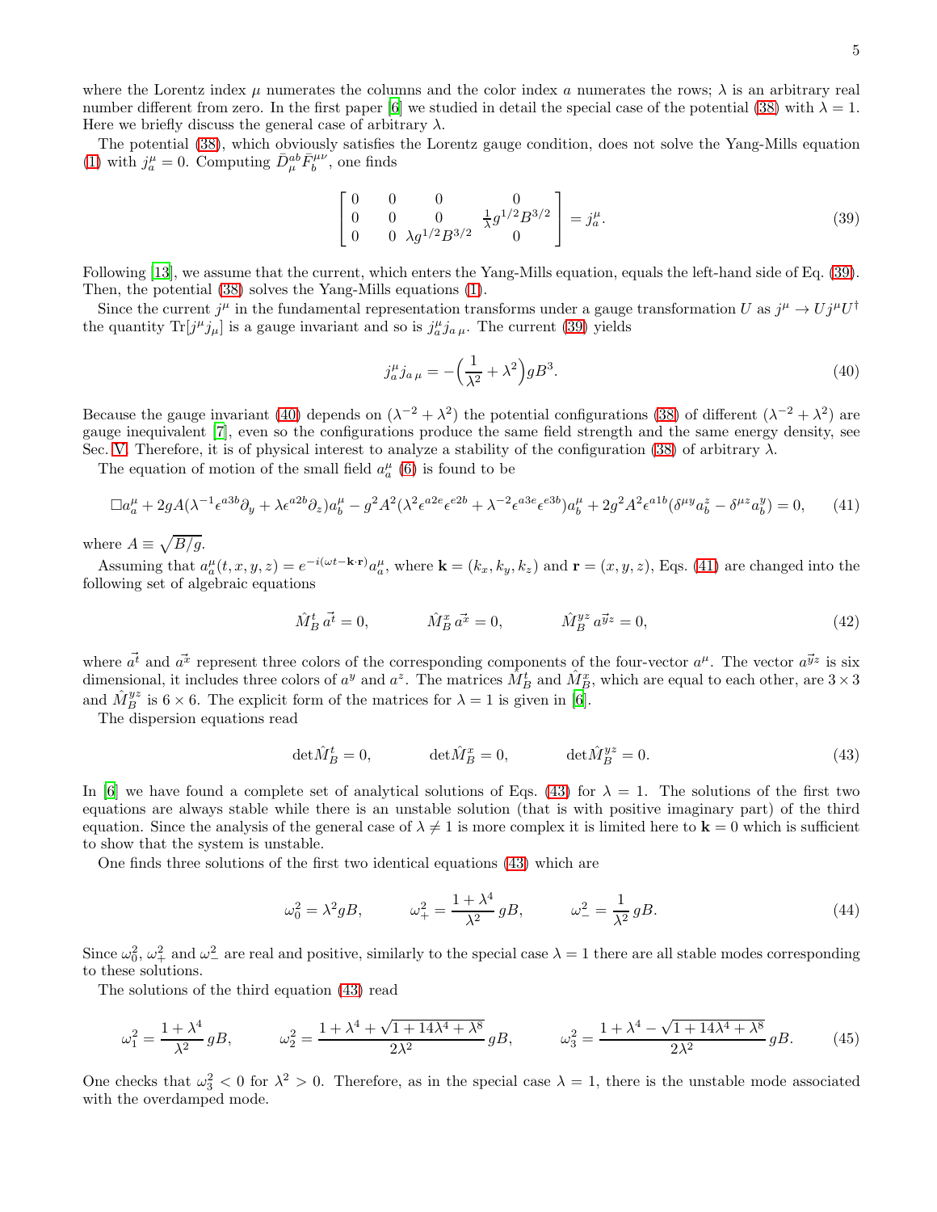where the Lorentz index $\mu$ numerates the columns and the color index $a$ numerates the rows; $\lambda$ is an arbitrary real number different from zero. In the first paper [6] we studied in detail the special case of the potential (38) with $\lambda = 1$. Here we briefly discuss the general case of arbitrary $\lambda$.

The potential (38), which obviously satisfies the Lorentz gauge condition, does not solve the Yang-Mills equation (1) with $j_a^\mu = 0$. Computing $\bar{D}_\mu^{ab} \bar{F}_b^{\mu\nu}$, one finds

$$\begin{bmatrix} 0 & 0 & 0 & 0 \\ 0 & 0 & 0 & \frac{1}{\lambda} g^{1/2} B^{3/2} \\ 0 & 0 & \lambda g^{1/2} B^{3/2} & 0 \end{bmatrix} = j_a^\mu. \tag{39}$$

Following [13], we assume that the current, which enters the Yang-Mills equation, equals the left-hand side of Eq. (39). Then, the potential (38) solves the Yang-Mills equations (1).

Since the current $j^\mu$ in the fundamental representation transforms under a gauge transformation $U$ as $j^\mu \to U j^\mu U^\dagger$ the quantity $\mathrm{Tr}[j^\mu j_\mu]$ is a gauge invariant and so is $j_a^\mu j_{a\,\mu}$. The current (39) yields

$$j_a^\mu j_{a\,\mu} = -\Big(\frac{1}{\lambda^2} + \lambda^2\Big) g B^3. \tag{40}$$

Because the gauge invariant (40) depends on $(\lambda^{-2} + \lambda^2)$ the potential configurations (38) of different $(\lambda^{-2} + \lambda^2)$ are gauge inequivalent [7], even so the configurations produce the same field strength and the same energy density, see Sec. V. Therefore, it is of physical interest to analyze a stability of the configuration (38) of arbitrary $\lambda$.

The equation of motion of the small field $a_a^\mu$ (6) is found to be

$$\Box a_a^\mu + 2gA(\lambda^{-1}\epsilon^{a3b}\partial_y + \lambda\epsilon^{a2b}\partial_z)a_b^\mu - g^2A^2(\lambda^2\epsilon^{a2e}\epsilon^{e2b} + \lambda^{-2}\epsilon^{a3e}\epsilon^{e3b})a_b^\mu + 2g^2A^2\epsilon^{a1b}(\delta^{\mu y}a_b^z - \delta^{\mu z}a_b^y) = 0, \tag{41}$$

where $A \equiv \sqrt{B/g}$.

Assuming that $a_a^\mu(t,x,y,z) = e^{-i(\omega t - \mathbf{k}\cdot\mathbf{r})} a_a^\mu$, where $\mathbf{k} = (k_x, k_y, k_z)$ and $\mathbf{r} = (x, y, z)$, Eqs. (41) are changed into the following set of algebraic equations

$$\hat{M}_B^t\, \vec{a^t} = 0, \qquad \hat{M}_B^x\, \vec{a^x} = 0, \qquad \hat{M}_B^{yz}\, \vec{a^{yz}} = 0, \tag{42}$$

where $\vec{a^t}$ and $\vec{a^x}$ represent three colors of the corresponding components of the four-vector $a^\mu$. The vector $\vec{a^{yz}}$ is six dimensional, it includes three colors of $a^y$ and $a^z$. The matrices $\hat{M}_B^t$ and $\hat{M}_B^x$, which are equal to each other, are $3 \times 3$ and $\hat{M}_B^{yz}$ is $6 \times 6$. The explicit form of the matrices for $\lambda = 1$ is given in [6].

The dispersion equations read

$$\det\hat{M}_B^t = 0, \qquad \det\hat{M}_B^x = 0, \qquad \det\hat{M}_B^{yz} = 0. \tag{43}$$

In [6] we have found a complete set of analytical solutions of Eqs. (43) for $\lambda = 1$. The solutions of the first two equations are always stable while there is an unstable solution (that is with positive imaginary part) of the third equation. Since the analysis of the general case of $\lambda \neq 1$ is more complex it is limited here to $\mathbf{k} = 0$ which is sufficient to show that the system is unstable.

One finds three solutions of the first two identical equations (43) which are

$$\omega_0^2 = \lambda^2 g B, \qquad \omega_+^2 = \frac{1+\lambda^4}{\lambda^2}\, gB, \qquad \omega_-^2 = \frac{1}{\lambda^2}\, gB. \tag{44}$$

Since $\omega_0^2$, $\omega_+^2$ and $\omega_-^2$ are real and positive, similarly to the special case $\lambda = 1$ there are all stable modes corresponding to these solutions.

The solutions of the third equation (43) read

$$\omega_1^2 = \frac{1+\lambda^4}{\lambda^2}\, gB, \qquad \omega_2^2 = \frac{1+\lambda^4 + \sqrt{1+14\lambda^4+\lambda^8}}{2\lambda^2}\, gB, \qquad \omega_3^2 = \frac{1+\lambda^4 - \sqrt{1+14\lambda^4+\lambda^8}}{2\lambda^2}\, gB. \tag{45}$$

One checks that $\omega_3^2 < 0$ for $\lambda^2 > 0$. Therefore, as in the special case $\lambda = 1$, there is the unstable mode associated with the overdamped mode.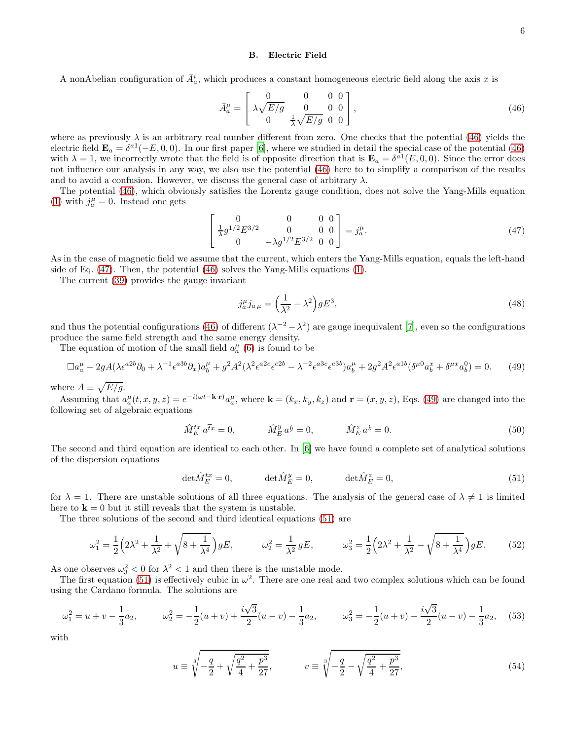## B. Electric Field

A nonAbelian configuration of $\bar{A}^i_a$, which produces a constant homogeneous electric field along the axis $x$ is

$$\bar{A}^\mu_a = \begin{bmatrix} 0 & 0 & 0 & 0 \\ \lambda\sqrt{E/g} & 0 & 0 & 0 \\ 0 & \frac{1}{\lambda}\sqrt{E/g} & 0 & 0 \end{bmatrix}, \tag{46}$$

where as previously $\lambda$ is an arbitrary real number different from zero. One checks that the potential (46) yields the electric field $\mathbf{E}_a = \delta^{a1}(-E, 0, 0)$. In our first paper [6], where we studied in detail the special case of the potential (46) with $\lambda = 1$, we incorrectly wrote that the field is of opposite direction that is $\mathbf{E}_a = \delta^{a1}(E, 0, 0)$. Since the error does not influence our analysis in any way, we also use the potential (46) here to to simplify a comparison of the results and to avoid a confusion. However, we discuss the general case of arbitrary $\lambda$.

The potential (46), which obviously satisfies the Lorentz gauge condition, does not solve the Yang-Mills equation (1) with $j^\mu_a = 0$. Instead one gets

$$\begin{bmatrix} 0 & 0 & 0 & 0 \\ \frac{1}{\lambda}g^{1/2}E^{3/2} & 0 & 0 & 0 \\ 0 & -\lambda g^{1/2}E^{3/2} & 0 & 0 \end{bmatrix} = j^\mu_a. \tag{47}$$

As in the case of magnetic field we assume that the current, which enters the Yang-Mills equation, equals the left-hand side of Eq. (47). Then, the potential (46) solves the Yang-Mills equations (1).

The current (39) provides the gauge invariant

$$j^\mu_a j_{a\,\mu} = \Big(\frac{1}{\lambda^2} - \lambda^2\Big) gE^3, \tag{48}$$

and thus the potential configurations (46) of different $(\lambda^{-2} - \lambda^2)$ are gauge inequivalent [7], even so the configurations produce the same field strength and the same energy density.

The equation of motion of the small field $a^\mu_a$ (6) is found to be

$$\Box a^\mu_a + 2gA(\lambda\epsilon^{a2b}\partial_0 + \lambda^{-1}\epsilon^{a3b}\partial_x)a^\mu_b + g^2A^2(\lambda^2\epsilon^{a2e}\epsilon^{e2b} - \lambda^{-2}\epsilon^{a3e}\epsilon^{e3b})a^\mu_b + 2g^2A^2\epsilon^{a1b}(\delta^{\mu 0}a^x_b + \delta^{\mu x}a^0_b) = 0. \tag{49}$$

where $A \equiv \sqrt{E/g}$.

Assuming that $a^\mu_a(t, x, y, z) = e^{-i(\omega t - \mathbf{k}\cdot\mathbf{r})}a^\mu_a$, where $\mathbf{k} = (k_x, k_y, k_z)$ and $\mathbf{r} = (x, y, z)$, Eqs. (49) are changed into the following set of algebraic equations

$$\hat{M}^{tx}_E\, \vec{a^{tx}} = 0, \qquad \hat{M}^y_E\, \vec{a^y} = 0, \qquad \hat{M}^z_E\, \vec{a^z} = 0. \tag{50}$$

The second and third equation are identical to each other. In [6] we have found a complete set of analytical solutions of the dispersion equations

$$\det\hat{M}^{tx}_E = 0, \qquad \det\hat{M}^y_E = 0, \qquad \det\hat{M}^z_E = 0, \tag{51}$$

for $\lambda = 1$. There are unstable solutions of all three equations. The analysis of the general case of $\lambda \neq 1$ is limited here to $\mathbf{k} = 0$ but it still reveals that the system is unstable.

The three solutions of the second and third identical equations (51) are

$$\omega_1^2 = \frac{1}{2}\Big(2\lambda^2 + \frac{1}{\lambda^2} + \sqrt{8 + \frac{1}{\lambda^4}}\Big)gE, \qquad \omega_2^2 = \frac{1}{\lambda^2}\, gE, \qquad \omega_3^2 = \frac{1}{2}\Big(2\lambda^2 + \frac{1}{\lambda^2} - \sqrt{8 + \frac{1}{\lambda^4}}\Big)gE. \tag{52}$$

As one observes $\omega_3^2 < 0$ for $\lambda^2 < 1$ and then there is the unstable mode.

The first equation (51) is effectively cubic in $\omega^2$. There are one real and two complex solutions which can be found using the Cardano formula. The solutions are

$$\omega_1^2 = u + v - \frac{1}{3}a_2, \qquad \omega_2^2 = -\frac{1}{2}(u+v) + \frac{i\sqrt{3}}{2}(u-v) - \frac{1}{3}a_2, \qquad \omega_3^2 = -\frac{1}{2}(u+v) - \frac{i\sqrt{3}}{2}(u-v) - \frac{1}{3}a_2, \tag{53}$$

with

$$u \equiv \sqrt[3]{-\frac{q}{2} + \sqrt{\frac{q^2}{4} + \frac{p^3}{27}}}, \qquad v \equiv \sqrt[3]{-\frac{q}{2} - \sqrt{\frac{q^2}{4} + \frac{p^3}{27}}}, \tag{54}$$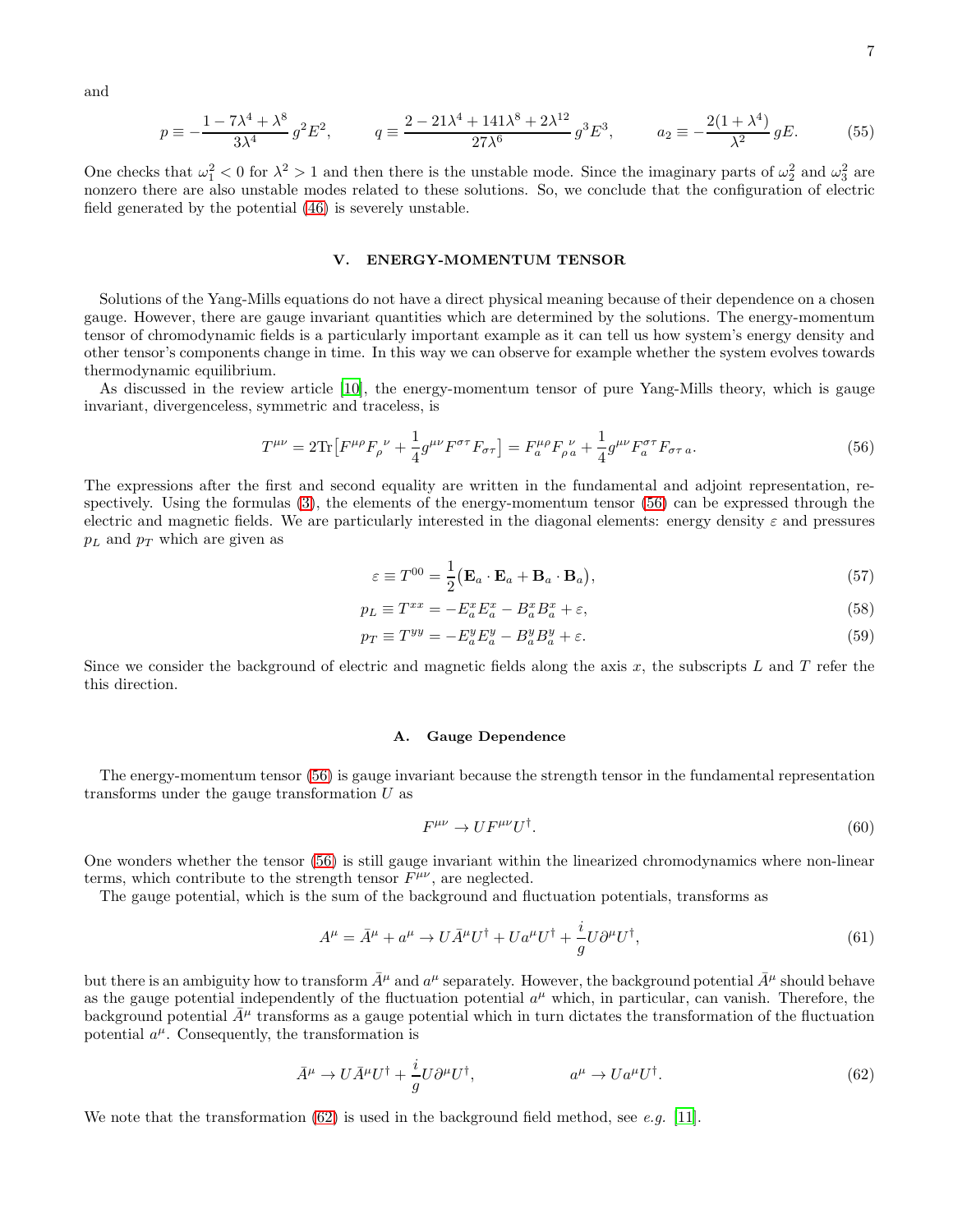and

$$p \equiv -\frac{1-7\lambda^4+\lambda^8}{3\lambda^4}\, g^2E^2, \qquad q \equiv \frac{2-21\lambda^4+141\lambda^8+2\lambda^{12}}{27\lambda^6}\, g^3E^3, \qquad a_2 \equiv -\frac{2(1+\lambda^4)}{\lambda^2}\, gE. \tag{55}$$

One checks that $\omega_1^2 < 0$ for $\lambda^2 > 1$ and then there is the unstable mode. Since the imaginary parts of $\omega_2^2$ and $\omega_3^2$ are nonzero there are also unstable modes related to these solutions. So, we conclude that the configuration of electric field generated by the potential (46) is severely unstable.

## V. ENERGY-MOMENTUM TENSOR

Solutions of the Yang-Mills equations do not have a direct physical meaning because of their dependence on a chosen gauge. However, there are gauge invariant quantities which are determined by the solutions. The energy-momentum tensor of chromodynamic fields is a particularly important example as it can tell us how system's energy density and other tensor's components change in time. In this way we can observe for example whether the system evolves towards thermodynamic equilibrium.

As discussed in the review article [10], the energy-momentum tensor of pure Yang-Mills theory, which is gauge invariant, divergenceless, symmetric and traceless, is

$$T^{\mu\nu} = 2\mathrm{Tr}\big[F^{\mu\rho}F_\rho^{\ \nu} + \frac{1}{4}g^{\mu\nu}F^{\sigma\tau}F_{\sigma\tau}\big] = F_a^{\mu\rho}F_{\rho\,a}^{\ \nu} + \frac{1}{4}g^{\mu\nu}F_a^{\sigma\tau}F_{\sigma\tau\,a}. \tag{56}$$

The expressions after the first and second equality are written in the fundamental and adjoint representation, respectively. Using the formulas (3), the elements of the energy-momentum tensor (56) can be expressed through the electric and magnetic fields. We are particularly interested in the diagonal elements: energy density $\varepsilon$ and pressures $p_L$ and $p_T$ which are given as

$$\varepsilon \equiv T^{00} = \frac{1}{2}\big(\mathbf{E}_a\cdot\mathbf{E}_a + \mathbf{B}_a\cdot\mathbf{B}_a\big), \tag{57}$$

$$p_L \equiv T^{xx} = -E_a^xE_a^x - B_a^xB_a^x + \varepsilon, \tag{58}$$

$$p_T \equiv T^{yy} = -E_a^yE_a^y - B_a^yB_a^y + \varepsilon. \tag{59}$$

Since we consider the background of electric and magnetic fields along the axis $x$, the subscripts $L$ and $T$ refer the this direction.

### A. Gauge Dependence

The energy-momentum tensor (56) is gauge invariant because the strength tensor in the fundamental representation transforms under the gauge transformation $U$ as

$$F^{\mu\nu} \to UF^{\mu\nu}U^\dagger. \tag{60}$$

One wonders whether the tensor (56) is still gauge invariant within the linearized chromodynamics where non-linear terms, which contribute to the strength tensor $F^{\mu\nu}$, are neglected.

The gauge potential, which is the sum of the background and fluctuation potentials, transforms as

$$A^\mu = \bar{A}^\mu + a^\mu \to U\bar{A}^\mu U^\dagger + Ua^\mu U^\dagger + \frac{i}{g}U\partial^\mu U^\dagger, \tag{61}$$

but there is an ambiguity how to transform $\bar{A}^\mu$ and $a^\mu$ separately. However, the background potential $\bar{A}^\mu$ should behave as the gauge potential independently of the fluctuation potential $a^\mu$ which, in particular, can vanish. Therefore, the background potential $\bar{A}^\mu$ transforms as a gauge potential which in turn dictates the transformation of the fluctuation potential $a^\mu$. Consequently, the transformation is

$$\bar{A}^\mu \to U\bar{A}^\mu U^\dagger + \frac{i}{g}U\partial^\mu U^\dagger, \qquad\qquad a^\mu \to Ua^\mu U^\dagger. \tag{62}$$

We note that the transformation (62) is used in the background field method, see *e.g.* [11].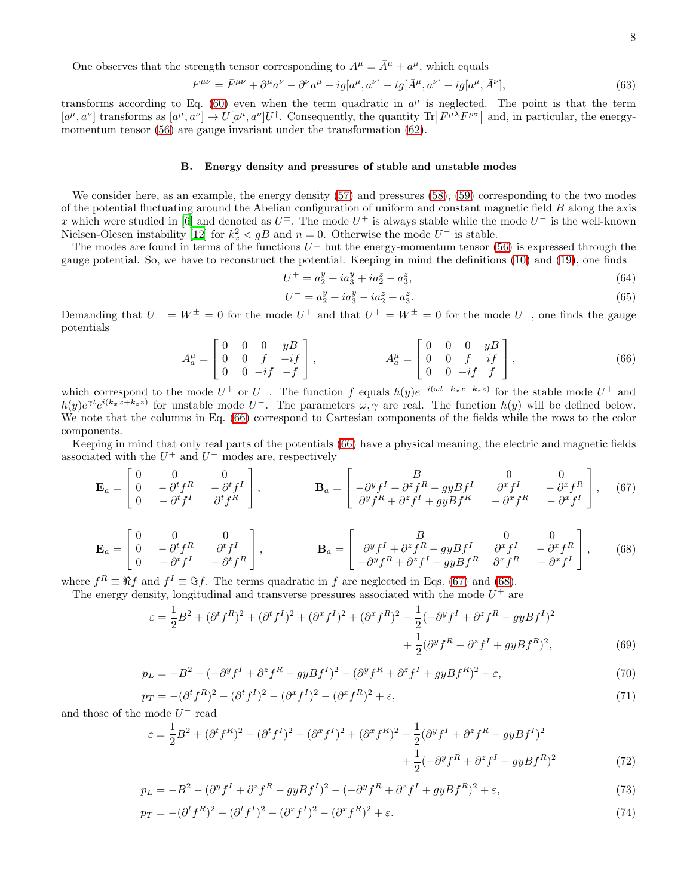One observes that the strength tensor corresponding to $A^\mu = \bar{A}^\mu + a^\mu$, which equals

$$F^{\mu\nu} = \bar{F}^{\mu\nu} + \partial^\mu a^\nu - \partial^\nu a^\mu - ig[a^\mu, a^\nu] - ig[\bar{A}^\mu, a^\nu] - ig[a^\mu, \bar{A}^\nu], \tag{63}$$

transforms according to Eq. (60) even when the term quadratic in $a^\mu$ is neglected. The point is that the term $[a^\mu, a^\nu]$ transforms as $[a^\mu, a^\nu] \to U[a^\mu, a^\nu]U^\dagger$. Consequently, the quantity $\mathrm{Tr}\big[F^{\mu\lambda}F^{\rho\sigma}\big]$ and, in particular, the energy-momentum tensor (56) are gauge invariant under the transformation (62).

### B. Energy density and pressures of stable and unstable modes

We consider here, as an example, the energy density (57) and pressures (58), (59) corresponding to the two modes of the potential fluctuating around the Abelian configuration of uniform and constant magnetic field $B$ along the axis $x$ which were studied in [6] and denoted as $U^\pm$. The mode $U^+$ is always stable while the mode $U^-$ is the well-known Nielsen-Olesen instability [12] for $k_x^2 < gB$ and $n = 0$. Otherwise the mode $U^-$ is stable.

The modes are found in terms of the functions $U^\pm$ but the energy-momentum tensor (56) is expressed through the gauge potential. So, we have to reconstruct the potential. Keeping in mind the definitions (10) and (19), one finds

$$U^+ = a_2^y + ia_3^y + ia_2^z - a_3^z, \tag{64}$$

$$U^- = a_2^y + ia_3^y - ia_2^z + a_3^z. \tag{65}$$

Demanding that $U^- = W^\pm = 0$ for the mode $U^+$ and that $U^+ = W^\pm = 0$ for the mode $U^-$, one finds the gauge potentials

$$A_a^\mu = \begin{bmatrix} 0 & 0 & 0 & yB \\ 0 & 0 & f & -if \\ 0 & 0 & -if & -f \end{bmatrix}, \qquad A_a^\mu = \begin{bmatrix} 0 & 0 & 0 & yB \\ 0 & 0 & f & if \\ 0 & 0 & -if & f \end{bmatrix}, \tag{66}$$

which correspond to the mode $U^+$ or $U^-$. The function $f$ equals $h(y)e^{-i(\omega t - k_x x - k_z z)}$ for the stable mode $U^+$ and $h(y)e^{\gamma t}e^{i(k_x x + k_z z)}$ for unstable mode $U^-$. The parameters $\omega, \gamma$ are real. The function $h(y)$ will be defined below. We note that the columns in Eq. (66) correspond to Cartesian components of the fields while the rows to the color components.

Keeping in mind that only real parts of the potentials (66) have a physical meaning, the electric and magnetic fields associated with the $U^+$ and $U^-$ modes are, respectively

$$\mathbf{E}_a = \begin{bmatrix} 0 & 0 & 0 \\ 0 & -\partial^t f^R & -\partial^t f^I \\ 0 & -\partial^t f^I & \partial^t f^R \end{bmatrix}, \qquad \mathbf{B}_a = \begin{bmatrix} B & 0 & 0 \\ -\partial^y f^I + \partial^z f^R - gyBf^I & \partial^x f^I & -\partial^x f^R \\ \partial^y f^R + \partial^z f^I + gyBf^R & -\partial^x f^R & -\partial^x f^I \end{bmatrix}, \tag{67}$$

$$\mathbf{E}_a = \begin{bmatrix} 0 & 0 & 0 \\ 0 & -\partial^t f^R & \partial^t f^I \\ 0 & -\partial^t f^I & -\partial^t f^R \end{bmatrix}, \qquad \mathbf{B}_a = \begin{bmatrix} B & 0 & 0 \\ \partial^y f^I + \partial^z f^R - gyBf^I & \partial^x f^I & -\partial^x f^R \\ -\partial^y f^R + \partial^z f^I + gyBf^R & \partial^x f^R & -\partial^x f^I \end{bmatrix}, \tag{68}$$

where $f^R \equiv \Re f$ and $f^I \equiv \Im f$. The terms quadratic in $f$ are neglected in Eqs. (67) and (68).

The energy density, longitudinal and transverse pressures associated with the mode $U^+$ are

$$\begin{aligned}\varepsilon = \frac{1}{2}B^2 + (\partial^t f^R)^2 + (\partial^t f^I)^2 + (\partial^x f^I)^2 + (\partial^x f^R)^2 + \frac{1}{2}(-\partial^y f^I + \partial^z f^R - gyBf^I)^2 \\ + \frac{1}{2}(\partial^y f^R - \partial^z f^I + gyBf^R)^2,\end{aligned} \tag{69}$$

$$p_L = -B^2 - (-\partial^y f^I + \partial^z f^R - gyBf^I)^2 - (\partial^y f^R + \partial^z f^I + gyBf^R)^2 + \varepsilon, \tag{70}$$

$$p_T = -(\partial^t f^R)^2 - (\partial^t f^I)^2 - (\partial^x f^I)^2 - (\partial^x f^R)^2 + \varepsilon, \tag{71}$$

and those of the mode $U^-$ read

$$\begin{aligned}\varepsilon = \frac{1}{2}B^2 + (\partial^t f^R)^2 + (\partial^t f^I)^2 + (\partial^x f^I)^2 + (\partial^x f^R)^2 + \frac{1}{2}(\partial^y f^I + \partial^z f^R - gyBf^I)^2 \\ + \frac{1}{2}(-\partial^y f^R + \partial^z f^I + gyBf^R)^2\end{aligned} \tag{72}$$

$$p_L = -B^2 - (\partial^y f^I + \partial^z f^R - gyBf^I)^2 - (-\partial^y f^R + \partial^z f^I + gyBf^R)^2 + \varepsilon, \tag{73}$$

$$p_T = -(\partial^t f^R)^2 - (\partial^t f^I)^2 - (\partial^x f^I)^2 - (\partial^x f^R)^2 + \varepsilon. \tag{74}$$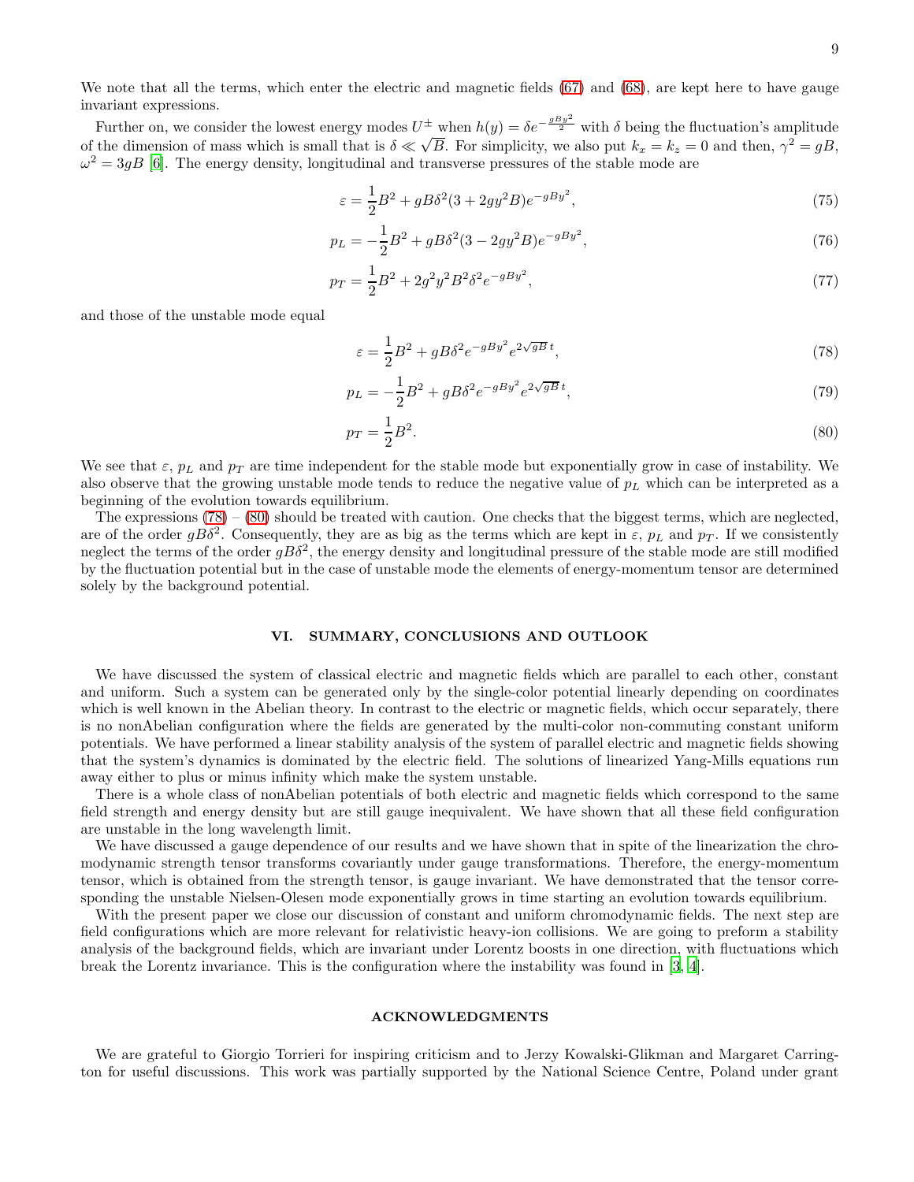We note that all the terms, which enter the electric and magnetic fields (67) and (68), are kept here to have gauge invariant expressions.

Further on, we consider the lowest energy modes $U^{\pm}$ when $h(y) = \delta e^{-\frac{gBy^2}{2}}$ with $\delta$ being the fluctuation's amplitude of the dimension of mass which is small that is $\delta \ll \sqrt{B}$. For simplicity, we also put $k_x = k_z = 0$ and then, $\gamma^2 = gB$, $\omega^2 = 3gB$ [6]. The energy density, longitudinal and transverse pressures of the stable mode are

$$\varepsilon = \frac{1}{2}B^2 + gB\delta^2(3 + 2gy^2B)e^{-gBy^2}, \tag{75}$$

$$p_L = -\frac{1}{2}B^2 + gB\delta^2(3 - 2gy^2B)e^{-gBy^2}, \tag{76}$$

$$p_T = \frac{1}{2}B^2 + 2g^2y^2B^2\delta^2 e^{-gBy^2}, \tag{77}$$

and those of the unstable mode equal

$$\varepsilon = \frac{1}{2}B^2 + gB\delta^2 e^{-gBy^2} e^{2\sqrt{gB}\,t}, \tag{78}$$

$$p_L = -\frac{1}{2}B^2 + gB\delta^2 e^{-gBy^2} e^{2\sqrt{gB}\,t}, \tag{79}$$

$$p_T = \frac{1}{2}B^2. \tag{80}$$

We see that $\varepsilon$, $p_L$ and $p_T$ are time independent for the stable mode but exponentially grow in case of instability. We also observe that the growing unstable mode tends to reduce the negative value of $p_L$ which can be interpreted as a beginning of the evolution towards equilibrium.

The expressions (78) – (80) should be treated with caution. One checks that the biggest terms, which are neglected, are of the order $gB\delta^2$. Consequently, they are as big as the terms which are kept in $\varepsilon$, $p_L$ and $p_T$. If we consistently neglect the terms of the order $gB\delta^2$, the energy density and longitudinal pressure of the stable mode are still modified by the fluctuation potential but in the case of unstable mode the elements of energy-momentum tensor are determined solely by the background potential.

## VI. SUMMARY, CONCLUSIONS AND OUTLOOK

We have discussed the system of classical electric and magnetic fields which are parallel to each other, constant and uniform. Such a system can be generated only by the single-color potential linearly depending on coordinates which is well known in the Abelian theory. In contrast to the electric or magnetic fields, which occur separately, there is no nonAbelian configuration where the fields are generated by the multi-color non-commuting constant uniform potentials. We have performed a linear stability analysis of the system of parallel electric and magnetic fields showing that the system's dynamics is dominated by the electric field. The solutions of linearized Yang-Mills equations run away either to plus or minus infinity which make the system unstable.

There is a whole class of nonAbelian potentials of both electric and magnetic fields which correspond to the same field strength and energy density but are still gauge inequivalent. We have shown that all these field configuration are unstable in the long wavelength limit.

We have discussed a gauge dependence of our results and we have shown that in spite of the linearization the chromodynamic strength tensor transforms covariantly under gauge transformations. Therefore, the energy-momentum tensor, which is obtained from the strength tensor, is gauge invariant. We have demonstrated that the tensor corresponding the unstable Nielsen-Olesen mode exponentially grows in time starting an evolution towards equilibrium.

With the present paper we close our discussion of constant and uniform chromodynamic fields. The next step are field configurations which are more relevant for relativistic heavy-ion collisions. We are going to preform a stability analysis of the background fields, which are invariant under Lorentz boosts in one direction, with fluctuations which break the Lorentz invariance. This is the configuration where the instability was found in [3, 4].

## ACKNOWLEDGMENTS

We are grateful to Giorgio Torrieri for inspiring criticism and to Jerzy Kowalski-Glikman and Margaret Carrington for useful discussions. This work was partially supported by the National Science Centre, Poland under grant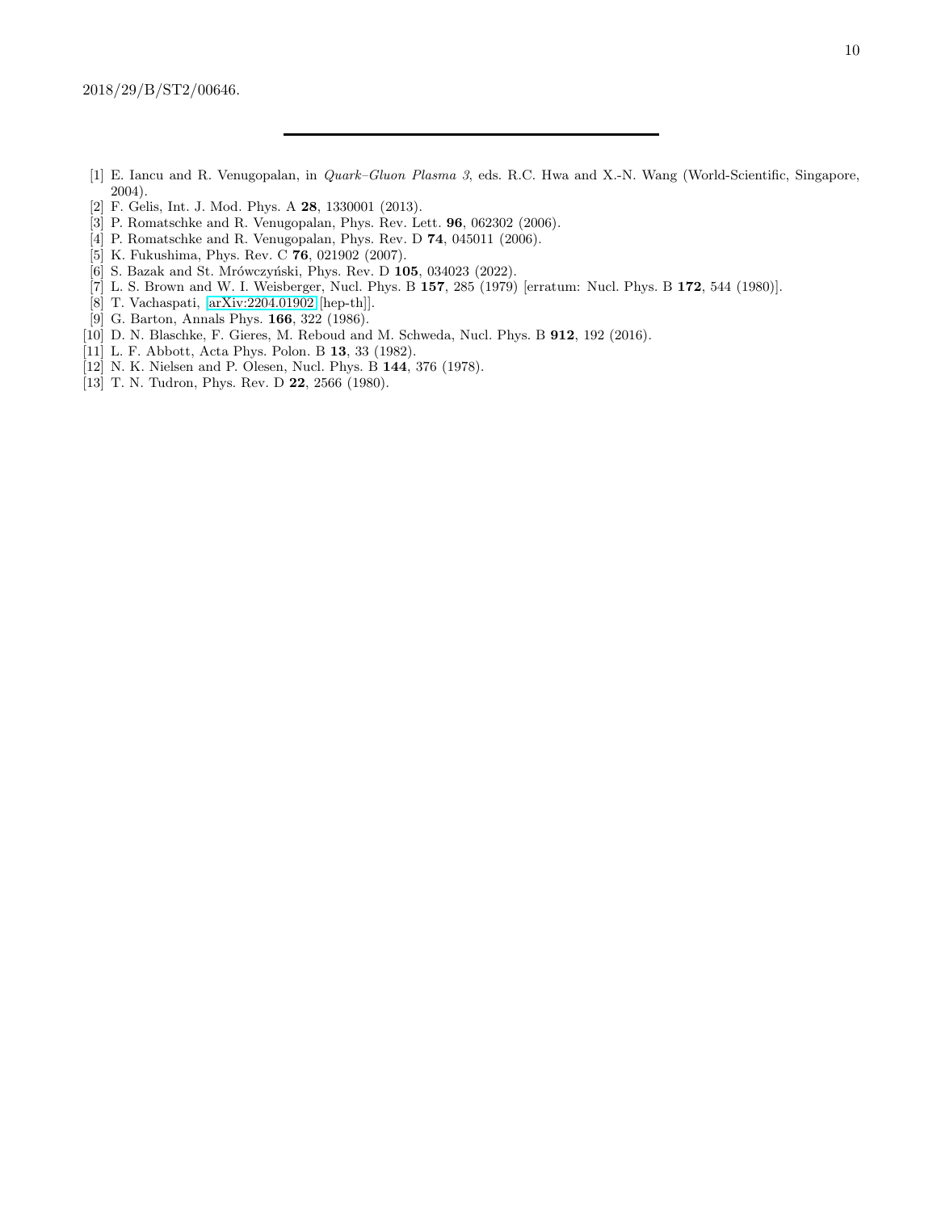2018/29/B/ST2/00646.

---

[1] E. Iancu and R. Venugopalan, in *Quark–Gluon Plasma 3*, eds. R.C. Hwa and X.-N. Wang (World-Scientific, Singapore, 2004).

[2] F. Gelis, Int. J. Mod. Phys. A **28**, 1330001 (2013).

[3] P. Romatschke and R. Venugopalan, Phys. Rev. Lett. **96**, 062302 (2006).

[4] P. Romatschke and R. Venugopalan, Phys. Rev. D **74**, 045011 (2006).

[5] K. Fukushima, Phys. Rev. C **76**, 021902 (2007).

[6] S. Bazak and St. Mrówczyński, Phys. Rev. D **105**, 034023 (2022).

[7] L. S. Brown and W. I. Weisberger, Nucl. Phys. B **157**, 285 (1979) [erratum: Nucl. Phys. B **172**, 544 (1980)].

[8] T. Vachaspati, [arXiv:2204.01902 [hep-th]].

[9] G. Barton, Annals Phys. **166**, 322 (1986).

[10] D. N. Blaschke, F. Gieres, M. Reboud and M. Schweda, Nucl. Phys. B **912**, 192 (2016).

[11] L. F. Abbott, Acta Phys. Polon. B **13**, 33 (1982).

[12] N. K. Nielsen and P. Olesen, Nucl. Phys. B **144**, 376 (1978).

[13] T. N. Tudron, Phys. Rev. D **22**, 2566 (1980).